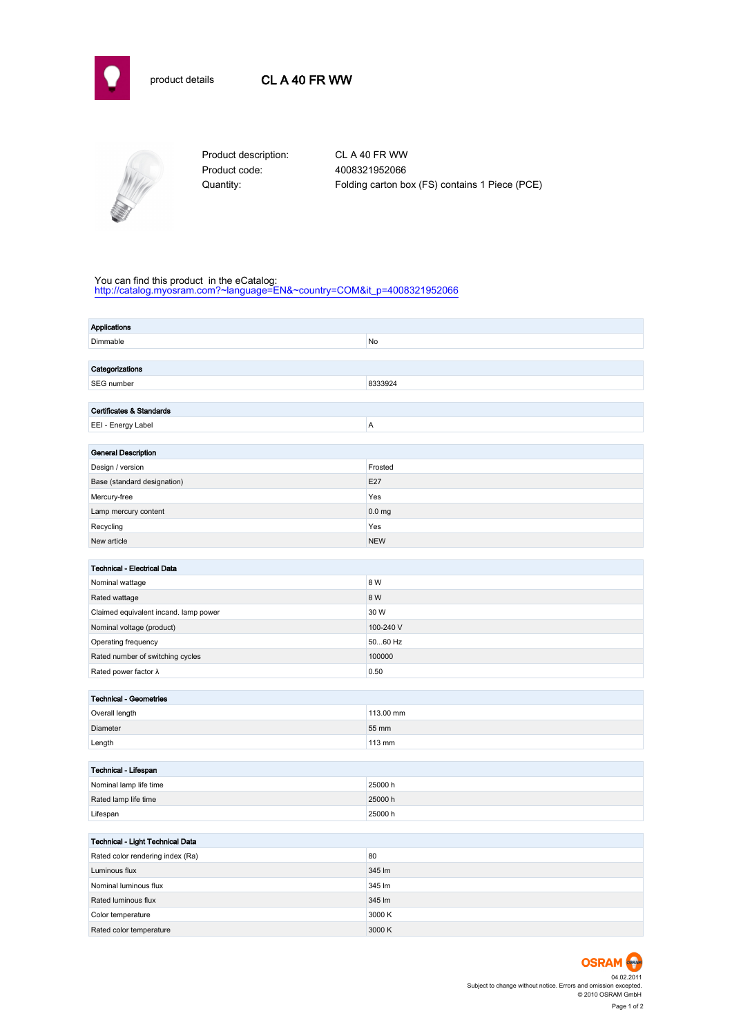product details **CL A 40 FR WW**

| | |
|---|---|
| Product description: | CL A 40 FR WW |
| Product code: | 4008321952066 |
| Quantity: | Folding carton box (FS) contains 1 Piece (PCE) |

You can find this product in the eCatalog:
http://catalog.myosram.com?~language=EN&~country=COM&it_p=4008321952066

| Applications | |
|---|---|
| Dimmable | No |

| Categorizations | |
|---|---|
| SEG number | 8333924 |

| Certificates & Standards | |
|---|---|
| EEI - Energy Label | A |

| General Description | |
|---|---|
| Design / version | Frosted |
| Base (standard designation) | E27 |
| Mercury-free | Yes |
| Lamp mercury content | 0.0 mg |
| Recycling | Yes |
| New article | NEW |

| Technical - Electrical Data | |
|---|---|
| Nominal wattage | 8 W |
| Rated wattage | 8 W |
| Claimed equivalent incand. lamp power | 30 W |
| Nominal voltage (product) | 100-240 V |
| Operating frequency | 50...60 Hz |
| Rated number of switching cycles | 100000 |
| Rated power factor λ | 0.50 |

| Technical - Geometries | |
|---|---|
| Overall length | 113.00 mm |
| Diameter | 55 mm |
| Length | 113 mm |

| Technical - Lifespan | |
|---|---|
| Nominal lamp life time | 25000 h |
| Rated lamp life time | 25000 h |
| Lifespan | 25000 h |

| Technical - Light Technical Data | |
|---|---|
| Rated color rendering index (Ra) | 80 |
| Luminous flux | 345 lm |
| Nominal luminous flux | 345 lm |
| Rated luminous flux | 345 lm |
| Color temperature | 3000 K |
| Rated color temperature | 3000 K |

04.02.2011
Subject to change without notice. Errors and omission excepted.
© 2010 OSRAM GmbH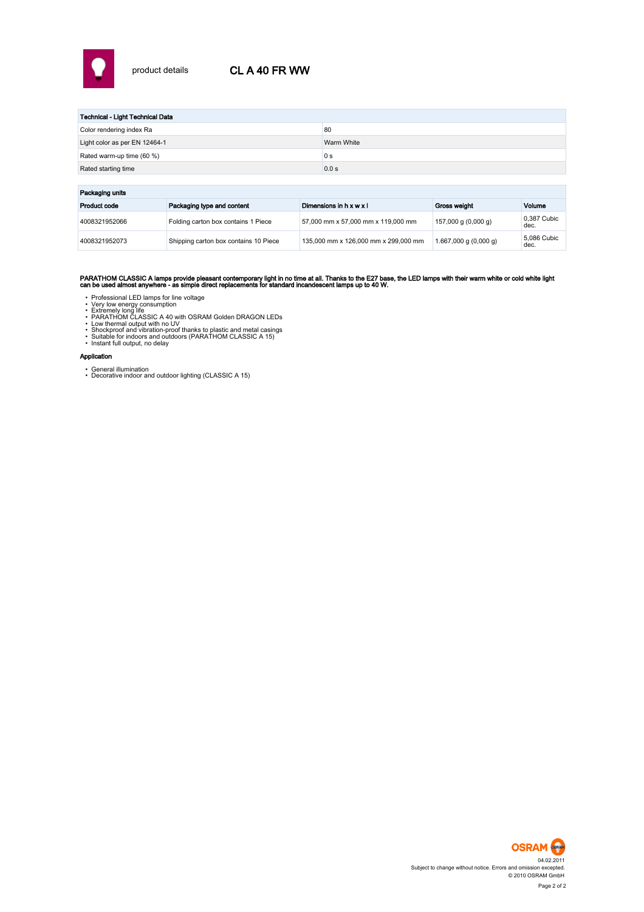product details **CL A 40 FR WW**

| Technical - Light Technical Data | |
|---|---|
| Color rendering index Ra | 80 |
| Light color as per EN 12464-1 | Warm White |
| Rated warm-up time (60 %) | 0 s |
| Rated starting time | 0.0 s |

**Packaging units**

| Product code | Packaging type and content | Dimensions in h x w x l | Gross weight | Volume |
|---|---|---|---|---|
| 4008321952066 | Folding carton box contains 1 Piece | 57,000 mm x 57,000 mm x 119,000 mm | 157,000 g (0,000 g) | 0,387 Cubic dec. |
| 4008321952073 | Shipping carton box contains 10 Piece | 135,000 mm x 126,000 mm x 299,000 mm | 1.667,000 g (0,000 g) | 5,086 Cubic dec. |

**PARATHOM CLASSIC A lamps provide pleasant contemporary light in no time at all. Thanks to the E27 base, the LED lamps with their warm white or cold white light can be used almost anywhere - as simple direct replacements for standard incandescent lamps up to 40 W.**

- Professional LED lamps for line voltage
- Very low energy consumption
- Extremely long life
- PARATHOM CLASSIC A 40 with OSRAM Golden DRAGON LEDs
- Low thermal output with no UV
- Shockproof and vibration-proof thanks to plastic and metal casings
- Suitable for indoors and outdoors (PARATHOM CLASSIC A 15)
- Instant full output, no delay

### Application

- General illumination
- Decorative indoor and outdoor lighting (CLASSIC A 15)

04.02.2011
Subject to change without notice. Errors and omission excepted.
© 2010 OSRAM GmbH